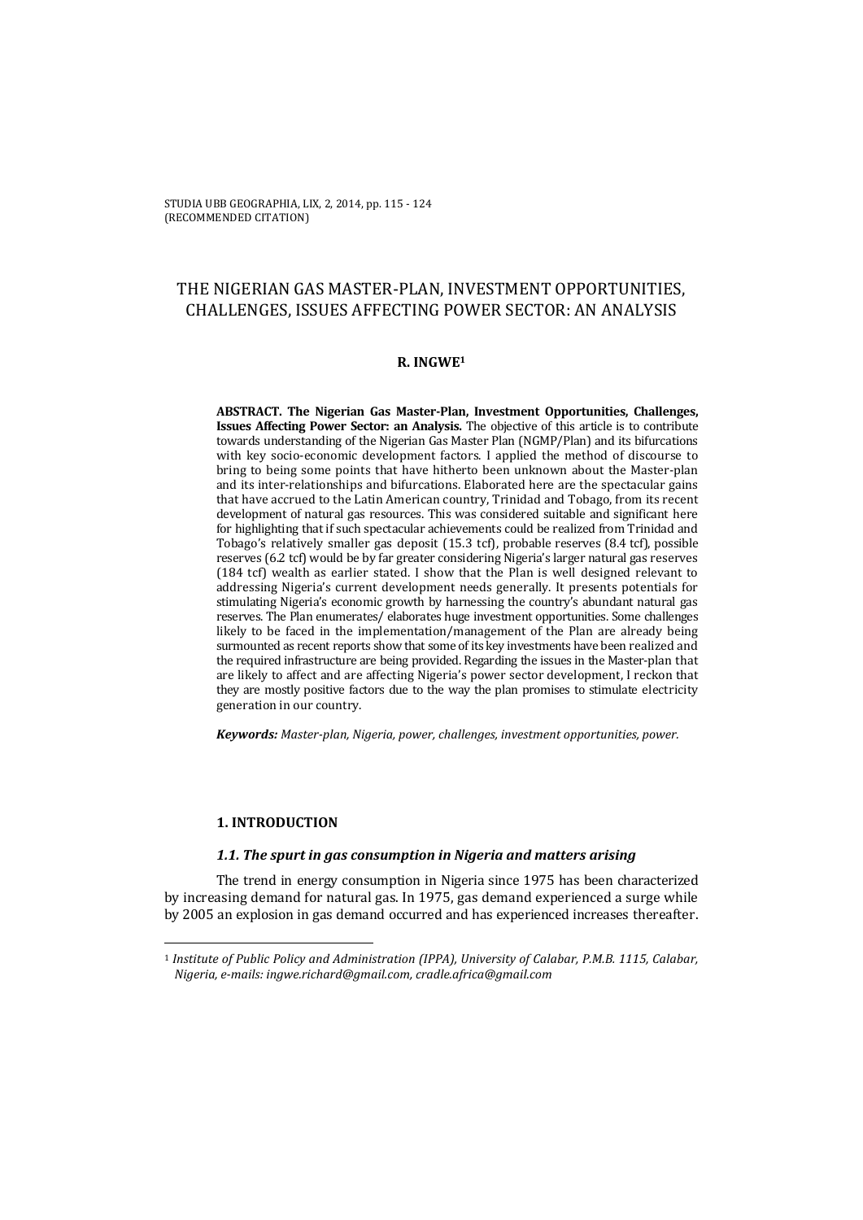# THE NIGERIAN GAS MASTER-PLAN, INVESTMENT OPPORTUNITIES, CHALLENGES, ISSUES AFFECTING POWER SECTOR: AN ANALYSIS

**R. INGWE**[1]

**ABSTRACT. The Nigerian Gas Master-Plan, Investment Opportunities, Challenges, Issues Affecting Power Sector: an Analysis.** The objective of this article is to contribute towards understanding of the Nigerian Gas Master Plan (NGMP/Plan) and its bifurcations with key socio-economic development factors. I applied the method of discourse to bring to being some points that have hitherto been unknown about the Master-plan and its inter-relationships and bifurcations. Elaborated here are the spectacular gains that have accrued to the Latin American country, Trinidad and Tobago, from its recent development of natural gas resources. This was considered suitable and significant here for highlighting that if such spectacular achievements could be realized from Trinidad and Tobago's relatively smaller gas deposit (15.3 tcf), probable reserves (8.4 tcf), possible reserves (6.2 tcf) would be by far greater considering Nigeria's larger natural gas reserves (184 tcf) wealth as earlier stated. I show that the Plan is well designed relevant to addressing Nigeria's current development needs generally. It presents potentials for stimulating Nigeria's economic growth by harnessing the country's abundant natural gas reserves. The Plan enumerates/ elaborates huge investment opportunities. Some challenges likely to be faced in the implementation/management of the Plan are already being surmounted as recent reports show that some of its key investments have been realized and the required infrastructure are being provided. Regarding the issues in the Master-plan that are likely to affect and are affecting Nigeria's power sector development, I reckon that they are mostly positive factors due to the way the plan promises to stimulate electricity generation in our country.

***Keywords:*** *Master-plan, Nigeria, power, challenges, investment opportunities, power.*

## 1. INTRODUCTION

### *1.1. The spurt in gas consumption in Nigeria and matters arising*

The trend in energy consumption in Nigeria since 1975 has been characterized by increasing demand for natural gas. In 1975, gas demand experienced a surge while by 2005 an explosion in gas demand occurred and has experienced increases thereafter.

---

[1] *Institute of Public Policy and Administration (IPPA), University of Calabar, P.M.B. 1115, Calabar, Nigeria, e-mails: ingwe.richard@gmail.com, cradle.africa@gmail.com*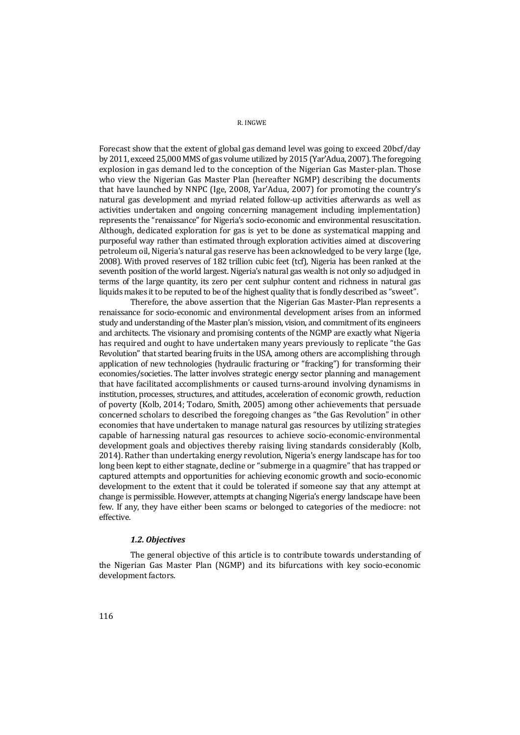Forecast show that the extent of global gas demand level was going to exceed 20bcf/day by 2011, exceed 25,000 MMS of gas volume utilized by 2015 (Yar'Adua, 2007). The foregoing explosion in gas demand led to the conception of the Nigerian Gas Master-plan. Those who view the Nigerian Gas Master Plan (hereafter NGMP) describing the documents that have launched by NNPC (Ige, 2008, Yar'Adua, 2007) for promoting the country's natural gas development and myriad related follow-up activities afterwards as well as activities undertaken and ongoing concerning management including implementation) represents the "renaissance" for Nigeria's socio-economic and environmental resuscitation. Although, dedicated exploration for gas is yet to be done as systematical mapping and purposeful way rather than estimated through exploration activities aimed at discovering petroleum oil, Nigeria's natural gas reserve has been acknowledged to be very large (Ige, 2008). With proved reserves of 182 trillion cubic feet (tcf), Nigeria has been ranked at the seventh position of the world largest. Nigeria's natural gas wealth is not only so adjudged in terms of the large quantity, its zero per cent sulphur content and richness in natural gas liquids makes it to be reputed to be of the highest quality that is fondly described as "sweet".

Therefore, the above assertion that the Nigerian Gas Master-Plan represents a renaissance for socio-economic and environmental development arises from an informed study and understanding of the Master plan's mission, vision, and commitment of its engineers and architects. The visionary and promising contents of the NGMP are exactly what Nigeria has required and ought to have undertaken many years previously to replicate "the Gas Revolution" that started bearing fruits in the USA, among others are accomplishing through application of new technologies (hydraulic fracturing or "fracking") for transforming their economies/societies. The latter involves strategic energy sector planning and management that have facilitated accomplishments or caused turns-around involving dynamisms in institution, processes, structures, and attitudes, acceleration of economic growth, reduction of poverty (Kolb, 2014; Todaro, Smith, 2005) among other achievements that persuade concerned scholars to described the foregoing changes as "the Gas Revolution" in other economies that have undertaken to manage natural gas resources by utilizing strategies capable of harnessing natural gas resources to achieve socio-economic-environmental development goals and objectives thereby raising living standards considerably (Kolb, 2014). Rather than undertaking energy revolution, Nigeria's energy landscape has for too long been kept to either stagnate, decline or "submerge in a quagmire" that has trapped or captured attempts and opportunities for achieving economic growth and socio-economic development to the extent that it could be tolerated if someone say that any attempt at change is permissible. However, attempts at changing Nigeria's energy landscape have been few. If any, they have either been scams or belonged to categories of the mediocre: not effective.

### *1.2. Objectives*

The general objective of this article is to contribute towards understanding of the Nigerian Gas Master Plan (NGMP) and its bifurcations with key socio-economic development factors.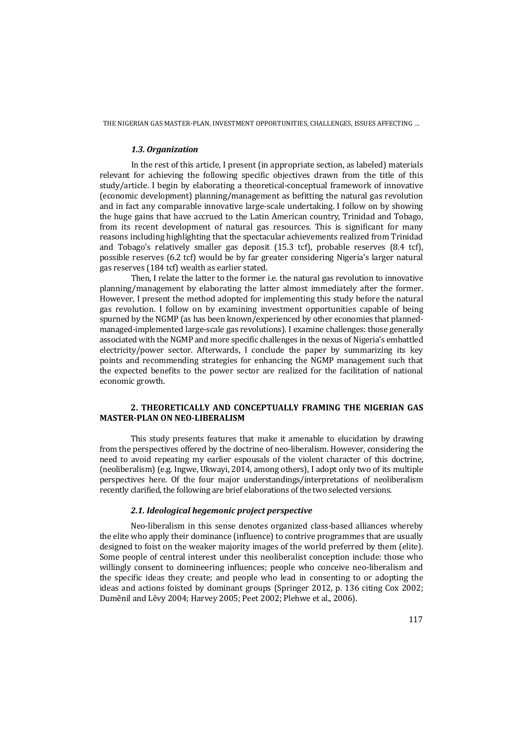### *1.3. Organization*

In the rest of this article, I present (in appropriate section, as labeled) materials relevant for achieving the following specific objectives drawn from the title of this study/article. I begin by elaborating a theoretical-conceptual framework of innovative (economic development) planning/management as befitting the natural gas revolution and in fact any comparable innovative large-scale undertaking. I follow on by showing the huge gains that have accrued to the Latin American country, Trinidad and Tobago, from its recent development of natural gas resources. This is significant for many reasons including highlighting that the spectacular achievements realized from Trinidad and Tobago's relatively smaller gas deposit (15.3 tcf), probable reserves (8.4 tcf), possible reserves (6.2 tcf) would be by far greater considering Nigeria's larger natural gas reserves (184 tcf) wealth as earlier stated.

Then, I relate the latter to the former i.e. the natural gas revolution to innovative planning/management by elaborating the latter almost immediately after the former. However, I present the method adopted for implementing this study before the natural gas revolution. I follow on by examining investment opportunities capable of being spurned by the NGMP (as has been known/experienced by other economies that planned-managed-implemented large-scale gas revolutions). I examine challenges: those generally associated with the NGMP and more specific challenges in the nexus of Nigeria's embattled electricity/power sector. Afterwards, I conclude the paper by summarizing its key points and recommending strategies for enhancing the NGMP management such that the expected benefits to the power sector are realized for the facilitation of national economic growth.

## 2. THEORETICALLY AND CONCEPTUALLY FRAMING THE NIGERIAN GAS MASTER-PLAN ON NEO-LIBERALISM

This study presents features that make it amenable to elucidation by drawing from the perspectives offered by the doctrine of neo-liberalism. However, considering the need to avoid repeating my earlier espousals of the violent character of this doctrine, (neoliberalism) (e.g. Ingwe, Ukwayi, 2014, among others), I adopt only two of its multiple perspectives here. Of the four major understandings/interpretations of neoliberalism recently clarified, the following are brief elaborations of the two selected versions.

### *2.1. Ideological hegemonic project perspective*

Neo-liberalism in this sense denotes organized class-based alliances whereby the elite who apply their dominance (influence) to contrive programmes that are usually designed to foist on the weaker majority images of the world preferred by them (elite). Some people of central interest under this neoliberalist conception include: those who willingly consent to domineering influences; people who conceive neo-liberalism and the specific ideas they create; and people who lead in consenting to or adopting the ideas and actions foisted by dominant groups (Springer 2012, p. 136 citing Cox 2002; Duměnil and Lěvy 2004; Harvey 2005; Peet 2002; Plehwe et al., 2006).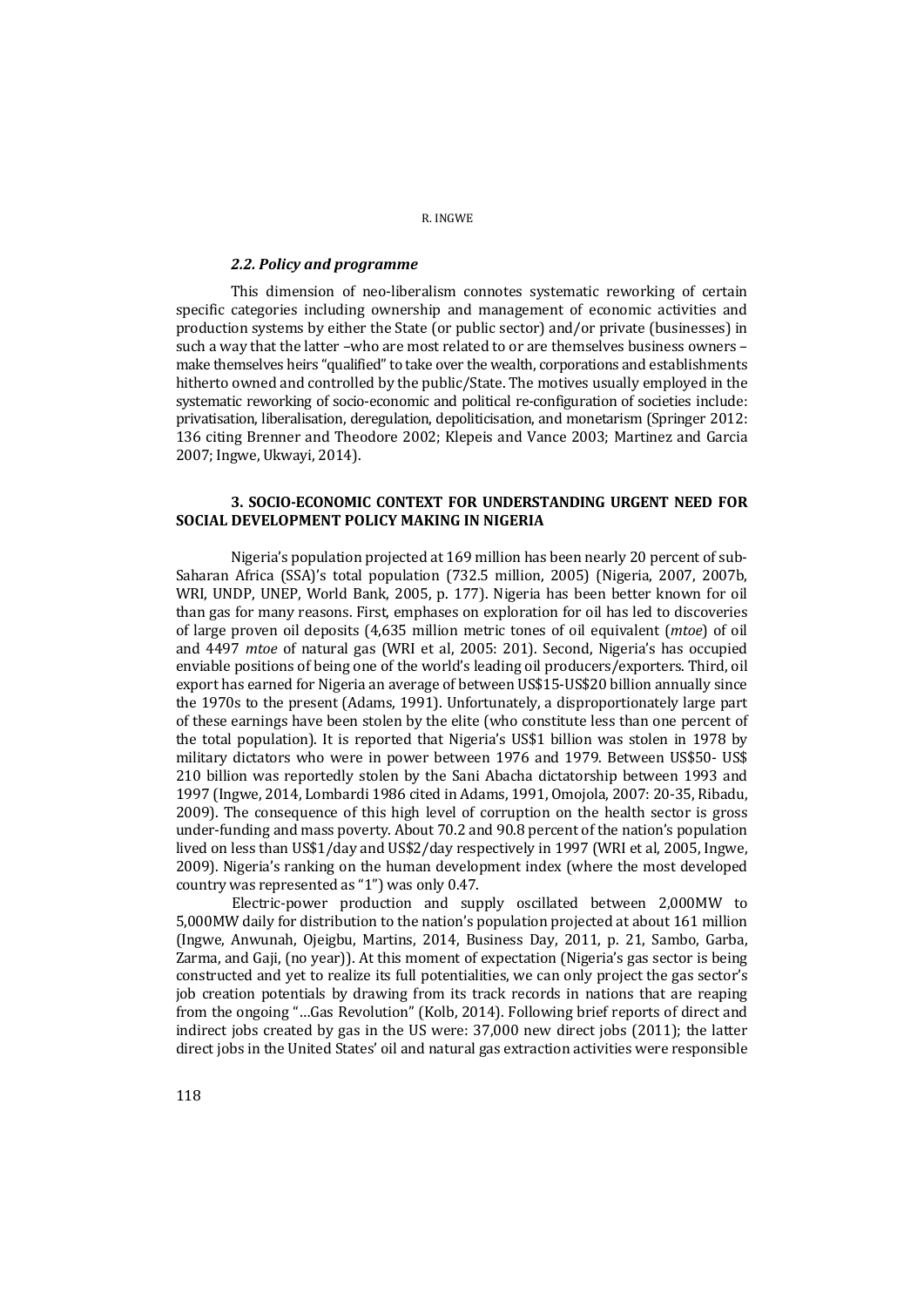### *2.2. Policy and programme*

This dimension of neo-liberalism connotes systematic reworking of certain specific categories including ownership and management of economic activities and production systems by either the State (or public sector) and/or private (businesses) in such a way that the latter –who are most related to or are themselves business owners – make themselves heirs "qualified" to take over the wealth, corporations and establishments hitherto owned and controlled by the public/State. The motives usually employed in the systematic reworking of socio-economic and political re-configuration of societies include: privatisation, liberalisation, deregulation, depoliticisation, and monetarism (Springer 2012: 136 citing Brenner and Theodore 2002; Klepeis and Vance 2003; Martinez and Garcia 2007; Ingwe, Ukwayi, 2014).

## 3. SOCIO-ECONOMIC CONTEXT FOR UNDERSTANDING URGENT NEED FOR SOCIAL DEVELOPMENT POLICY MAKING IN NIGERIA

Nigeria's population projected at 169 million has been nearly 20 percent of sub-Saharan Africa (SSA)'s total population (732.5 million, 2005) (Nigeria, 2007, 2007b, WRI, UNDP, UNEP, World Bank, 2005, p. 177). Nigeria has been better known for oil than gas for many reasons. First, emphases on exploration for oil has led to discoveries of large proven oil deposits (4,635 million metric tones of oil equivalent (*mtoe*) of oil and 4497 *mtoe* of natural gas (WRI et al, 2005: 201). Second, Nigeria's has occupied enviable positions of being one of the world's leading oil producers/exporters. Third, oil export has earned for Nigeria an average of between US$15-US$20 billion annually since the 1970s to the present (Adams, 1991). Unfortunately, a disproportionately large part of these earnings have been stolen by the elite (who constitute less than one percent of the total population). It is reported that Nigeria's US$1 billion was stolen in 1978 by military dictators who were in power between 1976 and 1979. Between US$50- US$ 210 billion was reportedly stolen by the Sani Abacha dictatorship between 1993 and 1997 (Ingwe, 2014, Lombardi 1986 cited in Adams, 1991, Omojola, 2007: 20-35, Ribadu, 2009). The consequence of this high level of corruption on the health sector is gross under-funding and mass poverty. About 70.2 and 90.8 percent of the nation's population lived on less than US$1/day and US$2/day respectively in 1997 (WRI et al, 2005, Ingwe, 2009). Nigeria's ranking on the human development index (where the most developed country was represented as "1") was only 0.47.

Electric-power production and supply oscillated between 2,000MW to 5,000MW daily for distribution to the nation's population projected at about 161 million (Ingwe, Anwunah, Ojeigbu, Martins, 2014, Business Day, 2011, p. 21, Sambo, Garba, Zarma, and Gaji, (no year)). At this moment of expectation (Nigeria's gas sector is being constructed and yet to realize its full potentialities, we can only project the gas sector's job creation potentials by drawing from its track records in nations that are reaping from the ongoing "…Gas Revolution" (Kolb, 2014). Following brief reports of direct and indirect jobs created by gas in the US were: 37,000 new direct jobs (2011); the latter direct jobs in the United States' oil and natural gas extraction activities were responsible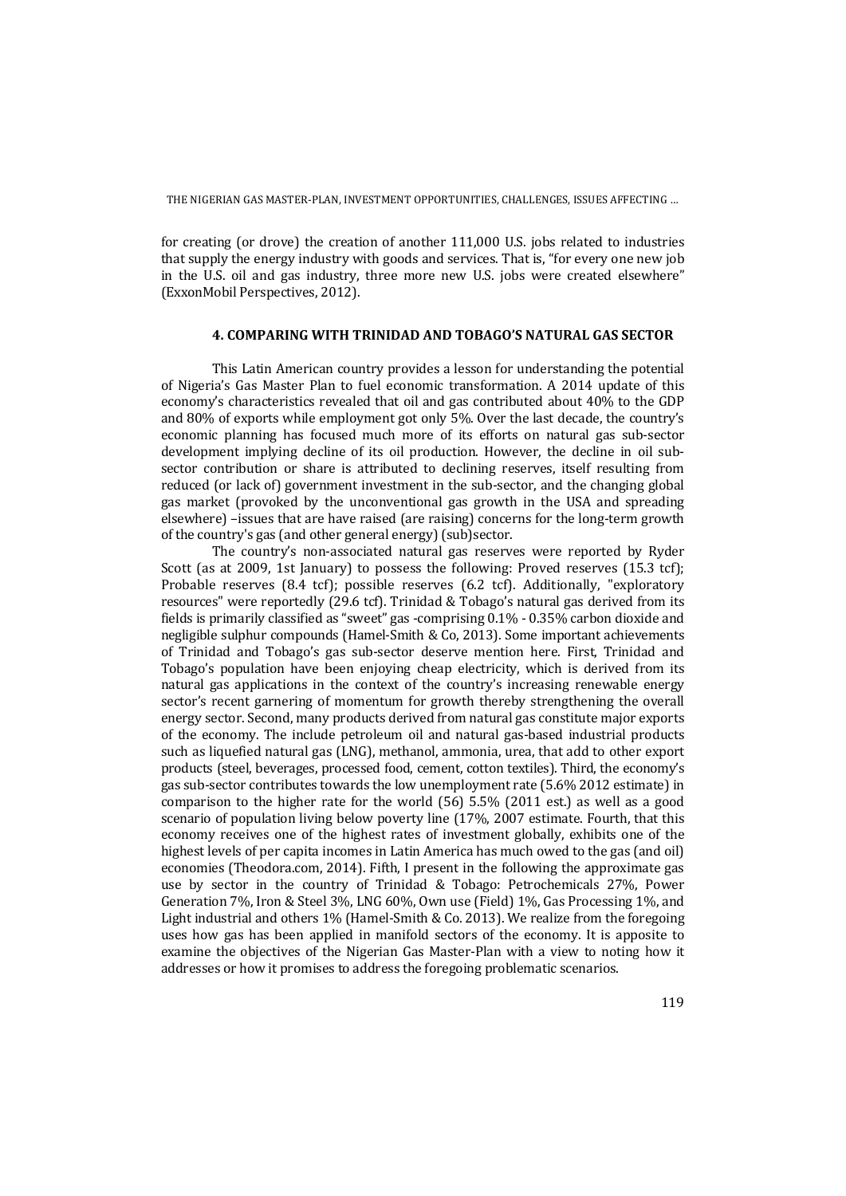for creating (or drove) the creation of another 111,000 U.S. jobs related to industries that supply the energy industry with goods and services. That is, "for every one new job in the U.S. oil and gas industry, three more new U.S. jobs were created elsewhere" (ExxonMobil Perspectives, 2012).

## 4. COMPARING WITH TRINIDAD AND TOBAGO'S NATURAL GAS SECTOR

This Latin American country provides a lesson for understanding the potential of Nigeria's Gas Master Plan to fuel economic transformation. A 2014 update of this economy's characteristics revealed that oil and gas contributed about 40% to the GDP and 80% of exports while employment got only 5%. Over the last decade, the country's economic planning has focused much more of its efforts on natural gas sub-sector development implying decline of its oil production. However, the decline in oil sub-sector contribution or share is attributed to declining reserves, itself resulting from reduced (or lack of) government investment in the sub-sector, and the changing global gas market (provoked by the unconventional gas growth in the USA and spreading elsewhere) –issues that are have raised (are raising) concerns for the long-term growth of the country's gas (and other general energy) (sub)sector.

The country's non-associated natural gas reserves were reported by Ryder Scott (as at 2009, 1st January) to possess the following: Proved reserves (15.3 tcf); Probable reserves (8.4 tcf); possible reserves (6.2 tcf). Additionally, "exploratory resources" were reportedly (29.6 tcf). Trinidad & Tobago's natural gas derived from its fields is primarily classified as "sweet" gas -comprising 0.1% - 0.35% carbon dioxide and negligible sulphur compounds (Hamel-Smith & Co, 2013). Some important achievements of Trinidad and Tobago's gas sub-sector deserve mention here. First, Trinidad and Tobago's population have been enjoying cheap electricity, which is derived from its natural gas applications in the context of the country's increasing renewable energy sector's recent garnering of momentum for growth thereby strengthening the overall energy sector. Second, many products derived from natural gas constitute major exports of the economy. The include petroleum oil and natural gas-based industrial products such as liquefied natural gas (LNG), methanol, ammonia, urea, that add to other export products (steel, beverages, processed food, cement, cotton textiles). Third, the economy's gas sub-sector contributes towards the low unemployment rate (5.6% 2012 estimate) in comparison to the higher rate for the world (56) 5.5% (2011 est.) as well as a good scenario of population living below poverty line (17%, 2007 estimate. Fourth, that this economy receives one of the highest rates of investment globally, exhibits one of the highest levels of per capita incomes in Latin America has much owed to the gas (and oil) economies (Theodora.com, 2014). Fifth, I present in the following the approximate gas use by sector in the country of Trinidad & Tobago: Petrochemicals 27%, Power Generation 7%, Iron & Steel 3%, LNG 60%, Own use (Field) 1%, Gas Processing 1%, and Light industrial and others 1% (Hamel-Smith & Co. 2013). We realize from the foregoing uses how gas has been applied in manifold sectors of the economy. It is apposite to examine the objectives of the Nigerian Gas Master-Plan with a view to noting how it addresses or how it promises to address the foregoing problematic scenarios.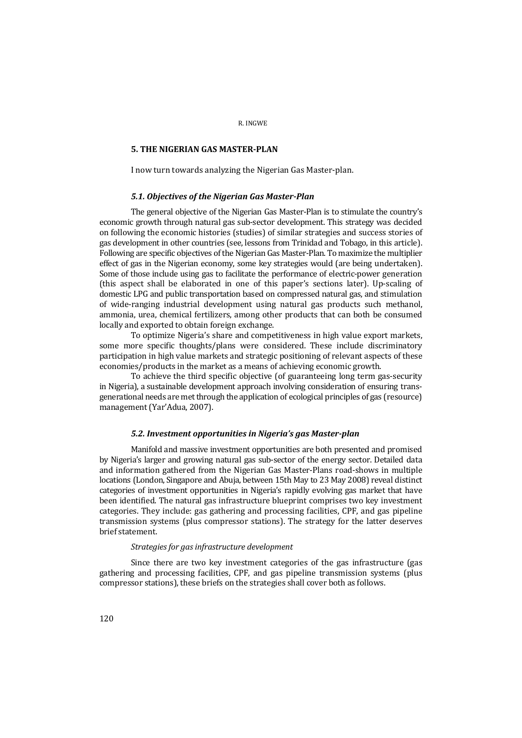## 5. THE NIGERIAN GAS MASTER-PLAN

I now turn towards analyzing the Nigerian Gas Master-plan.

### *5.1. Objectives of the Nigerian Gas Master-Plan*

The general objective of the Nigerian Gas Master-Plan is to stimulate the country's economic growth through natural gas sub-sector development. This strategy was decided on following the economic histories (studies) of similar strategies and success stories of gas development in other countries (see, lessons from Trinidad and Tobago, in this article). Following are specific objectives of the Nigerian Gas Master-Plan. To maximize the multiplier effect of gas in the Nigerian economy, some key strategies would (are being undertaken). Some of those include using gas to facilitate the performance of electric-power generation (this aspect shall be elaborated in one of this paper's sections later). Up-scaling of domestic LPG and public transportation based on compressed natural gas, and stimulation of wide-ranging industrial development using natural gas products such methanol, ammonia, urea, chemical fertilizers, among other products that can both be consumed locally and exported to obtain foreign exchange.

To optimize Nigeria's share and competitiveness in high value export markets, some more specific thoughts/plans were considered. These include discriminatory participation in high value markets and strategic positioning of relevant aspects of these economies/products in the market as a means of achieving economic growth.

To achieve the third specific objective (of guaranteeing long term gas-security in Nigeria), a sustainable development approach involving consideration of ensuring trans-generational needs are met through the application of ecological principles of gas (resource) management (Yar'Adua, 2007).

### *5.2. Investment opportunities in Nigeria's gas Master-plan*

Manifold and massive investment opportunities are both presented and promised by Nigeria's larger and growing natural gas sub-sector of the energy sector. Detailed data and information gathered from the Nigerian Gas Master-Plans road-shows in multiple locations (London, Singapore and Abuja, between 15th May to 23 May 2008) reveal distinct categories of investment opportunities in Nigeria's rapidly evolving gas market that have been identified. The natural gas infrastructure blueprint comprises two key investment categories. They include: gas gathering and processing facilities, CPF, and gas pipeline transmission systems (plus compressor stations). The strategy for the latter deserves brief statement.

*Strategies for gas infrastructure development*

Since there are two key investment categories of the gas infrastructure (gas gathering and processing facilities, CPF, and gas pipeline transmission systems (plus compressor stations), these briefs on the strategies shall cover both as follows.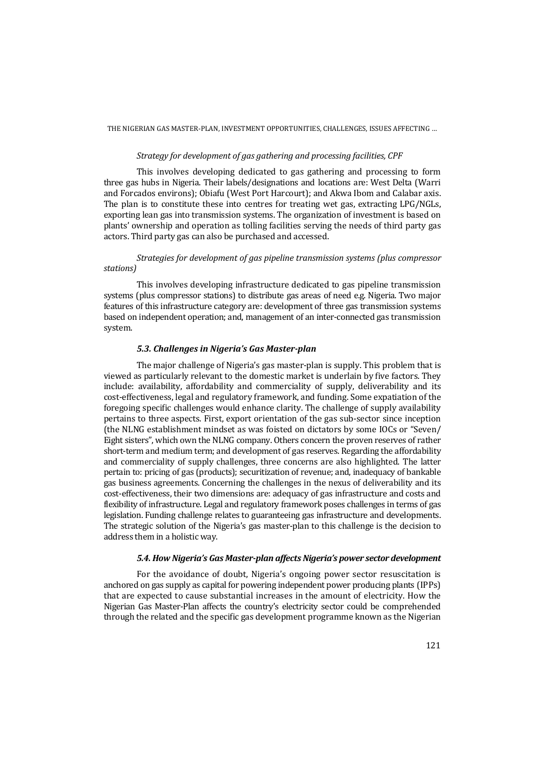*Strategy for development of gas gathering and processing facilities, CPF*

This involves developing dedicated to gas gathering and processing to form three gas hubs in Nigeria. Their labels/designations and locations are: West Delta (Warri and Forcados environs); Obiafu (West Port Harcourt); and Akwa Ibom and Calabar axis. The plan is to constitute these into centres for treating wet gas, extracting LPG/NGLs, exporting lean gas into transmission systems. The organization of investment is based on plants' ownership and operation as tolling facilities serving the needs of third party gas actors. Third party gas can also be purchased and accessed.

*Strategies for development of gas pipeline transmission systems (plus compressor stations)*

This involves developing infrastructure dedicated to gas pipeline transmission systems (plus compressor stations) to distribute gas areas of need e.g. Nigeria. Two major features of this infrastructure category are: development of three gas transmission systems based on independent operation; and, management of an inter-connected gas transmission system.

### *5.3. Challenges in Nigeria's Gas Master-plan*

The major challenge of Nigeria's gas master-plan is supply. This problem that is viewed as particularly relevant to the domestic market is underlain by five factors. They include: availability, affordability and commerciality of supply, deliverability and its cost-effectiveness, legal and regulatory framework, and funding. Some expatiation of the foregoing specific challenges would enhance clarity. The challenge of supply availability pertains to three aspects. First, export orientation of the gas sub-sector since inception (the NLNG establishment mindset as was foisted on dictators by some IOCs or "Seven/ Eight sisters", which own the NLNG company. Others concern the proven reserves of rather short-term and medium term; and development of gas reserves. Regarding the affordability and commerciality of supply challenges, three concerns are also highlighted. The latter pertain to: pricing of gas (products); securitization of revenue; and, inadequacy of bankable gas business agreements. Concerning the challenges in the nexus of deliverability and its cost-effectiveness, their two dimensions are: adequacy of gas infrastructure and costs and flexibility of infrastructure. Legal and regulatory framework poses challenges in terms of gas legislation. Funding challenge relates to guaranteeing gas infrastructure and developments. The strategic solution of the Nigeria's gas master-plan to this challenge is the decision to address them in a holistic way.

### *5.4. How Nigeria's Gas Master-plan affects Nigeria's power sector development*

For the avoidance of doubt, Nigeria's ongoing power sector resuscitation is anchored on gas supply as capital for powering independent power producing plants (IPPs) that are expected to cause substantial increases in the amount of electricity. How the Nigerian Gas Master-Plan affects the country's electricity sector could be comprehended through the related and the specific gas development programme known as the Nigerian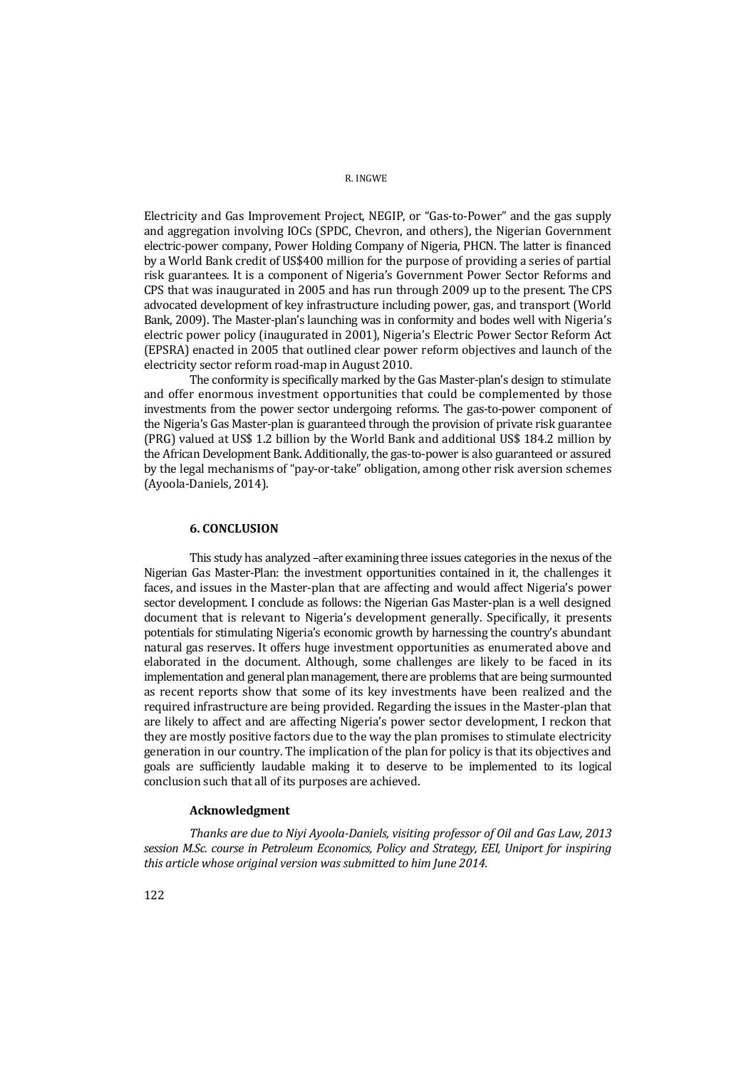Electricity and Gas Improvement Project, NEGIP, or "Gas-to-Power" and the gas supply and aggregation involving IOCs (SPDC, Chevron, and others), the Nigerian Government electric-power company, Power Holding Company of Nigeria, PHCN. The latter is financed by a World Bank credit of US$400 million for the purpose of providing a series of partial risk guarantees. It is a component of Nigeria's Government Power Sector Reforms and CPS that was inaugurated in 2005 and has run through 2009 up to the present. The CPS advocated development of key infrastructure including power, gas, and transport (World Bank, 2009). The Master-plan's launching was in conformity and bodes well with Nigeria's electric power policy (inaugurated in 2001), Nigeria's Electric Power Sector Reform Act (EPSRA) enacted in 2005 that outlined clear power reform objectives and launch of the electricity sector reform road-map in August 2010.

The conformity is specifically marked by the Gas Master-plan's design to stimulate and offer enormous investment opportunities that could be complemented by those investments from the power sector undergoing reforms. The gas-to-power component of the Nigeria's Gas Master-plan is guaranteed through the provision of private risk guarantee (PRG) valued at US$ 1.2 billion by the World Bank and additional US$ 184.2 million by the African Development Bank. Additionally, the gas-to-power is also guaranteed or assured by the legal mechanisms of "pay-or-take" obligation, among other risk aversion schemes (Ayoola-Daniels, 2014).

## 6. CONCLUSION

This study has analyzed –after examining three issues categories in the nexus of the Nigerian Gas Master-Plan: the investment opportunities contained in it, the challenges it faces, and issues in the Master-plan that are affecting and would affect Nigeria's power sector development. I conclude as follows: the Nigerian Gas Master-plan is a well designed document that is relevant to Nigeria's development generally. Specifically, it presents potentials for stimulating Nigeria's economic growth by harnessing the country's abundant natural gas reserves. It offers huge investment opportunities as enumerated above and elaborated in the document. Although, some challenges are likely to be faced in its implementation and general plan management, there are problems that are being surmounted as recent reports show that some of its key investments have been realized and the required infrastructure are being provided. Regarding the issues in the Master-plan that are likely to affect and are affecting Nigeria's power sector development, I reckon that they are mostly positive factors due to the way the plan promises to stimulate electricity generation in our country. The implication of the plan for policy is that its objectives and goals are sufficiently laudable making it to deserve to be implemented to its logical conclusion such that all of its purposes are achieved.

### Acknowledgment

*Thanks are due to Niyi Ayoola-Daniels, visiting professor of Oil and Gas Law, 2013 session M.Sc. course in Petroleum Economics, Policy and Strategy, EEI, Uniport for inspiring this article whose original version was submitted to him June 2014.*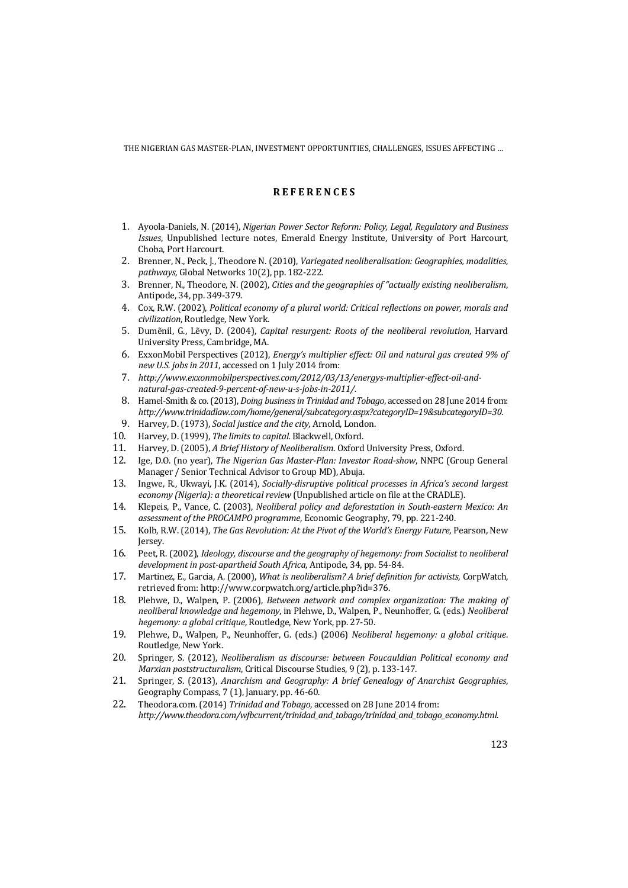## REFERENCES

1. Ayoola-Daniels, N. (2014), *Nigerian Power Sector Reform: Policy, Legal, Regulatory and Business Issues*, Unpublished lecture notes, Emerald Energy Institute, University of Port Harcourt, Choba, Port Harcourt.
2. Brenner, N., Peck, J., Theodore N. (2010), *Variegated neoliberalisation: Geographies, modalities, pathways*, Global Networks 10(2), pp. 182-222.
3. Brenner, N., Theodore, N. (2002), *Cities and the geographies of "actually existing neoliberalism*, Antipode, 34, pp. 349-379.
4. Cox, R.W. (2002), *Political economy of a plural world: Critical reflections on power, morals and civilization*, Routledge, New York.
5. Dumẽnil, G., Lẽvy, D. (2004), *Capital resurgent: Roots of the neoliberal revolution*, Harvard University Press, Cambridge, MA.
6. ExxonMobil Perspectives (2012), *Energy's multiplier effect: Oil and natural gas created 9% of new U.S. jobs in 2011*, accessed on 1 July 2014 from:
7. *http://www.exxonmobilperspectives.com/2012/03/13/energys-multiplier-effect-oil-and-natural-gas-created-9-percent-of-new-u-s-jobs-in-2011/.*
8. Hamel-Smith & co. (2013), *Doing business in Trinidad and Tobago*, accessed on 28 June 2014 from: *http://www.trinidadlaw.com/home/general/subcategory.aspx?categoryID=19&subcategoryID=30.*
9. Harvey, D. (1973), *Social justice and the city*, Arnold, London.
10. Harvey, D. (1999), *The limits to capital.* Blackwell, Oxford.
11. Harvey, D. (2005), *A Brief History of Neoliberalism*. Oxford University Press, Oxford.
12. Ige, D.O. (no year), *The Nigerian Gas Master-Plan: Investor Road-show*, NNPC (Group General Manager / Senior Technical Advisor to Group MD), Abuja.
13. Ingwe, R., Ukwayi, J.K. (2014), *Socially-disruptive political processes in Africa's second largest economy (Nigeria): a theoretical review* (Unpublished article on file at the CRADLE).
14. Klepeis, P., Vance, C. (2003), *Neoliberal policy and deforestation in South-eastern Mexico: An assessment of the PROCAMPO programme*, Economic Geography, 79, pp. 221-240.
15. Kolb, R.W. (2014), *The Gas Revolution: At the Pivot of the World's Energy Future*, Pearson, New Jersey.
16. Peet, R. (2002), *Ideology, discourse and the geography of hegemony: from Socialist to neoliberal development in post-apartheid South Africa*, Antipode, 34, pp. 54-84.
17. Martinez, E., Garcia, A. (2000), *What is neoliberalism? A brief definition for activists*, CorpWatch, retrieved from: http://www.corpwatch.org/article.php?id=376.
18. Plehwe, D., Walpen, P. (2006), *Between network and complex organization: The making of neoliberal knowledge and hegemony*, in Plehwe, D., Walpen, P., Neunhoffer, G. (eds.) *Neoliberal hegemony: a global critique*, Routledge, New York, pp. 27-50.
19. Plehwe, D., Walpen, P., Neunhoffer, G. (eds.) (2006) *Neoliberal hegemony: a global critique*. Routledge, New York.
20. Springer, S. (2012), *Neoliberalism as discourse: between Foucauldian Political economy and Marxian poststructuralism*, Critical Discourse Studies, 9 (2), p. 133-147.
21. Springer, S. (2013), *Anarchism and Geography: A brief Genealogy of Anarchist Geographies*, Geography Compass, 7 (1), January, pp. 46-60.
22. Theodora.com. (2014) *Trinidad and Tobago*, accessed on 28 June 2014 from: *http://www.theodora.com/wfbcurrent/trinidad_and_tobago/trinidad_and_tobago_economy.html.*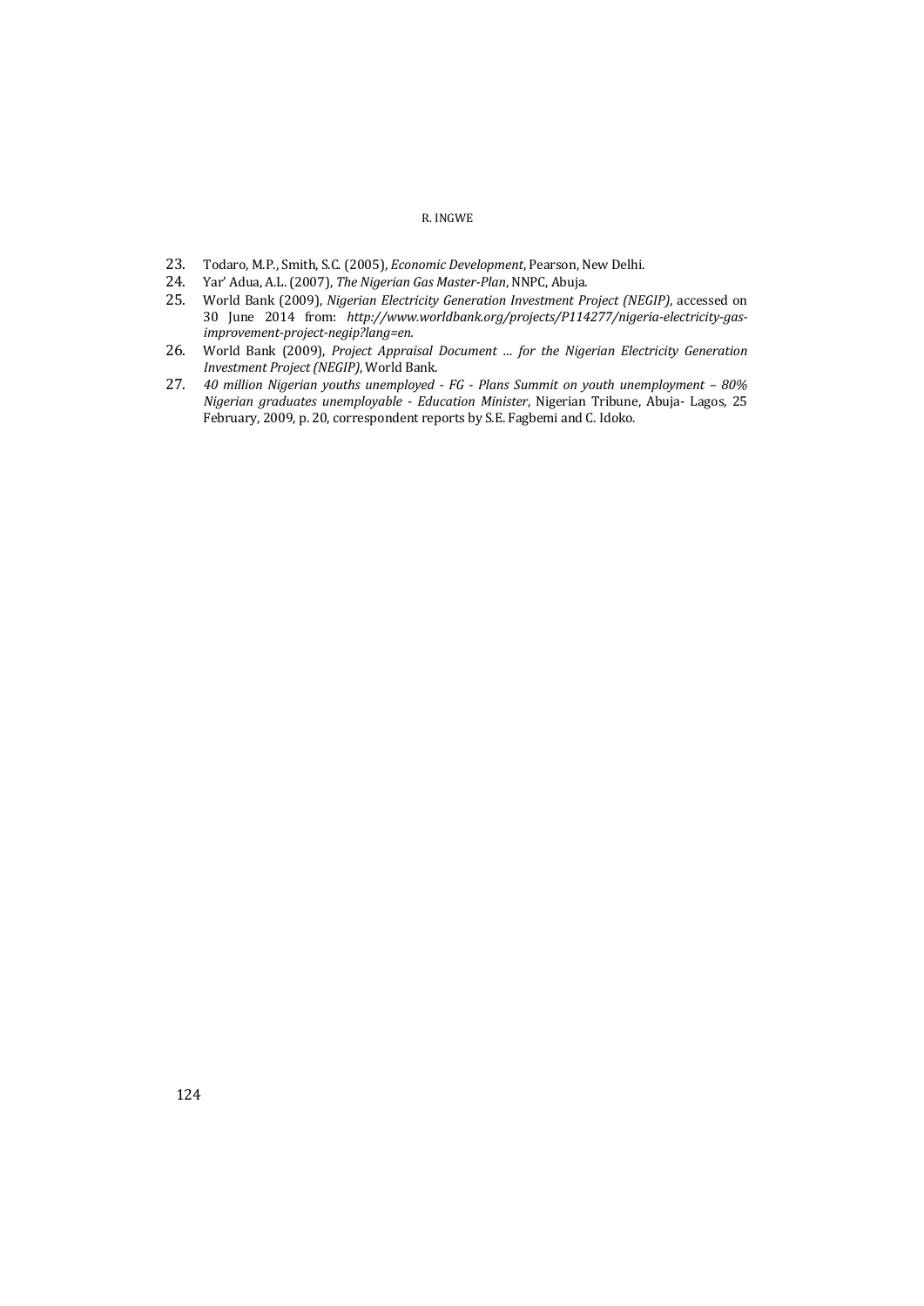23. Todaro, M.P., Smith, S.C. (2005), *Economic Development*, Pearson, New Delhi.
24. Yar' Adua, A.L. (2007), *The Nigerian Gas Master-Plan*, NNPC, Abuja.
25. World Bank (2009), *Nigerian Electricity Generation Investment Project (NEGIP)*, accessed on 30 June 2014 from: *http://www.worldbank.org/projects/P114277/nigeria-electricity-gas-improvement-project-negip?lang=en*.
26. World Bank (2009), *Project Appraisal Document … for the Nigerian Electricity Generation Investment Project (NEGIP)*, World Bank.
27. *40 million Nigerian youths unemployed - FG - Plans Summit on youth unemployment – 80% Nigerian graduates unemployable - Education Minister*, Nigerian Tribune, Abuja- Lagos, 25 February, 2009, p. 20, correspondent reports by S.E. Fagbemi and C. Idoko.